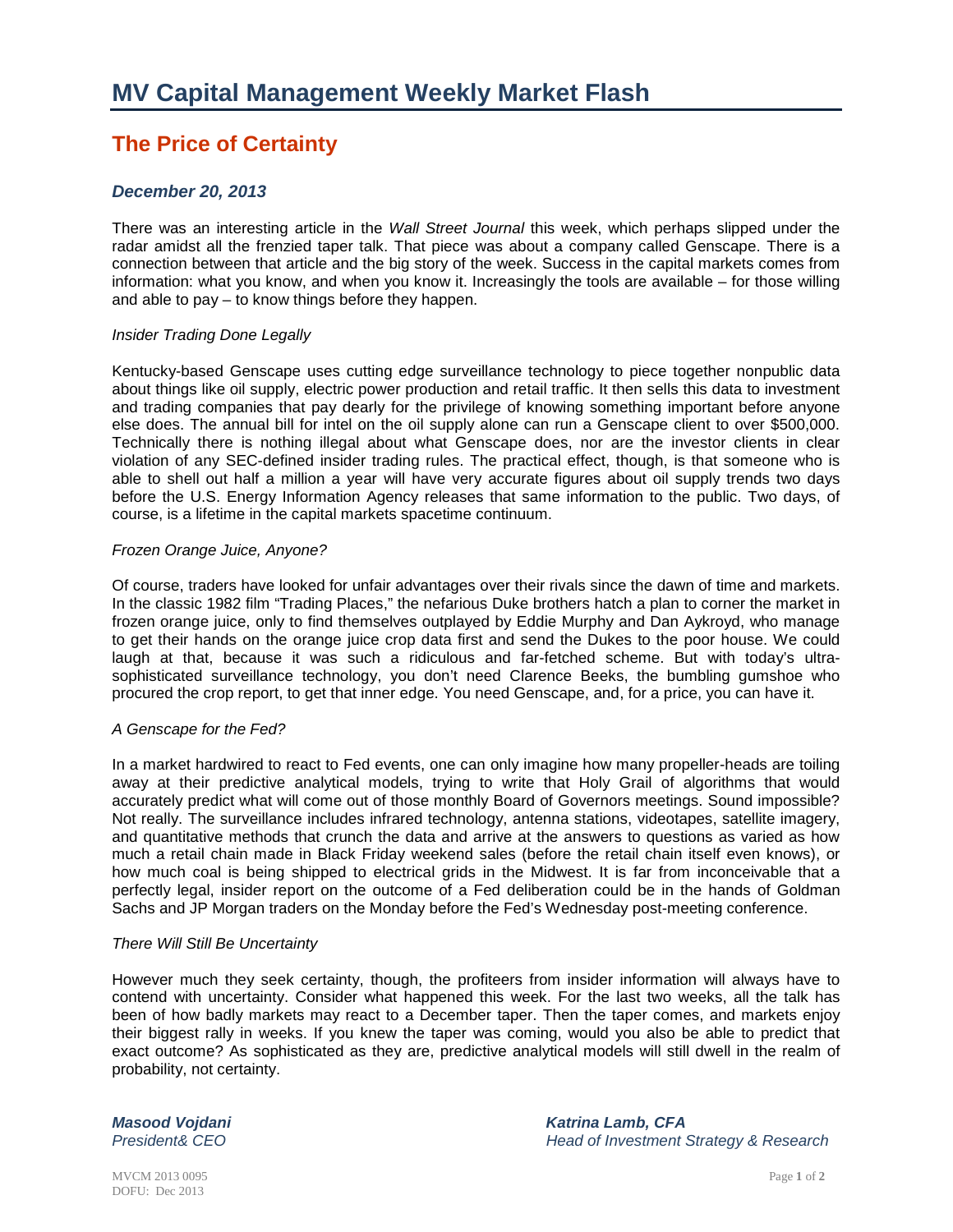# MV Capital Management Weekly Market Flash

## The Price of Certainty

### *December 20, 2013*

There was an interesting article in the *Wall Street Journal* this week, which perhaps slipped under the radar amidst all the frenzied taper talk. That piece was about a company called Genscape. There is a connection between that article and the big story of the week. Success in the capital markets comes from information: what you know, and when you know it. Increasingly the tools are available – for those willing and able to pay – to know things before they happen.

*Insider Trading Done Legally*

Kentucky-based Genscape uses cutting edge surveillance technology to piece together nonpublic data about things like oil supply, electric power production and retail traffic. It then sells this data to investment and trading companies that pay dearly for the privilege of knowing something important before anyone else does. The annual bill for intel on the oil supply alone can run a Genscape client to over $500,000. Technically there is nothing illegal about what Genscape does, nor are the investor clients in clear violation of any SEC-defined insider trading rules. The practical effect, though, is that someone who is able to shell out half a million a year will have very accurate figures about oil supply trends two days before the U.S. Energy Information Agency releases that same information to the public. Two days, of course, is a lifetime in the capital markets spacetime continuum.

*Frozen Orange Juice, Anyone?*

Of course, traders have looked for unfair advantages over their rivals since the dawn of time and markets. In the classic 1982 film "Trading Places," the nefarious Duke brothers hatch a plan to corner the market in frozen orange juice, only to find themselves outplayed by Eddie Murphy and Dan Aykroyd, who manage to get their hands on the orange juice crop data first and send the Dukes to the poor house. We could laugh at that, because it was such a ridiculous and far-fetched scheme. But with today's ultra-sophisticated surveillance technology, you don't need Clarence Beeks, the bumbling gumshoe who procured the crop report, to get that inner edge. You need Genscape, and, for a price, you can have it.

*A Genscape for the Fed?*

In a market hardwired to react to Fed events, one can only imagine how many propeller-heads are toiling away at their predictive analytical models, trying to write that Holy Grail of algorithms that would accurately predict what will come out of those monthly Board of Governors meetings. Sound impossible? Not really. The surveillance includes infrared technology, antenna stations, videotapes, satellite imagery, and quantitative methods that crunch the data and arrive at the answers to questions as varied as how much a retail chain made in Black Friday weekend sales (before the retail chain itself even knows), or how much coal is being shipped to electrical grids in the Midwest. It is far from inconceivable that a perfectly legal, insider report on the outcome of a Fed deliberation could be in the hands of Goldman Sachs and JP Morgan traders on the Monday before the Fed's Wednesday post-meeting conference.

*There Will Still Be Uncertainty*

However much they seek certainty, though, the profiteers from insider information will always have to contend with uncertainty. Consider what happened this week. For the last two weeks, all the talk has been of how badly markets may react to a December taper. Then the taper comes, and markets enjoy their biggest rally in weeks. If you knew the taper was coming, would you also be able to predict that exact outcome? As sophisticated as they are, predictive analytical models will still dwell in the realm of probability, not certainty.

***Masood Vojdani***
*President& CEO*

***Katrina Lamb, CFA***
*Head of Investment Strategy & Research*

MVCM 2013 0095
DOFU: Dec 2013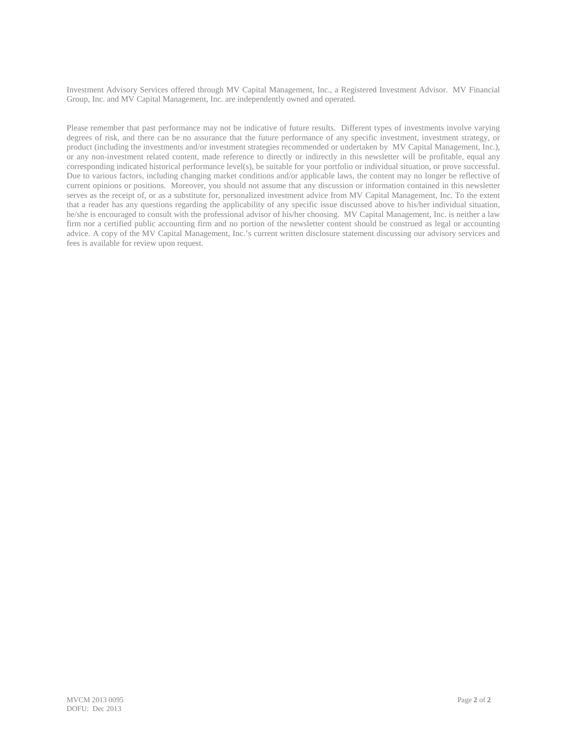Investment Advisory Services offered through MV Capital Management, Inc., a Registered Investment Advisor. MV Financial Group, Inc. and MV Capital Management, Inc. are independently owned and operated.

Please remember that past performance may not be indicative of future results. Different types of investments involve varying degrees of risk, and there can be no assurance that the future performance of any specific investment, investment strategy, or product (including the investments and/or investment strategies recommended or undertaken by MV Capital Management, Inc.), or any non-investment related content, made reference to directly or indirectly in this newsletter will be profitable, equal any corresponding indicated historical performance level(s), be suitable for your portfolio or individual situation, or prove successful. Due to various factors, including changing market conditions and/or applicable laws, the content may no longer be reflective of current opinions or positions. Moreover, you should not assume that any discussion or information contained in this newsletter serves as the receipt of, or as a substitute for, personalized investment advice from MV Capital Management, Inc. To the extent that a reader has any questions regarding the applicability of any specific issue discussed above to his/her individual situation, he/she is encouraged to consult with the professional advisor of his/her choosing. MV Capital Management, Inc. is neither a law firm nor a certified public accounting firm and no portion of the newsletter content should be construed as legal or accounting advice. A copy of the MV Capital Management, Inc.'s current written disclosure statement discussing our advisory services and fees is available for review upon request.

MVCM 2013 0095
DOFU: Dec 2013